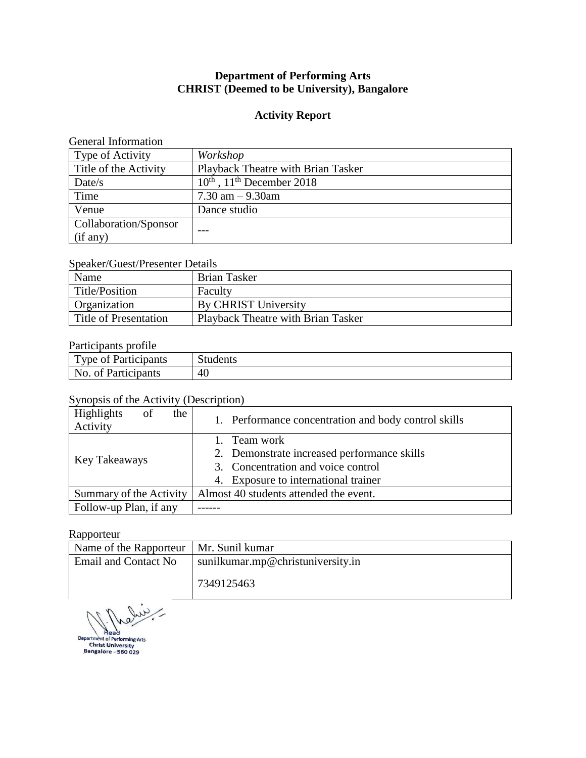**Department of Performing Arts**
**CHRIST (Deemed to be University), Bangalore**

**Activity Report**

General Information

| Type of Activity | *Workshop* |
|---|---|
| Title of the Activity | Playback Theatre with Brian Tasker |
| Date/s | 10th , 11th December 2018 |
| Time | 7.30 am – 9.30am |
| Venue | Dance studio |
| Collaboration/Sponsor (if any) | --- |

Speaker/Guest/Presenter Details

| Name | Brian Tasker |
|---|---|
| Title/Position | Faculty |
| Organization | By CHRIST University |
| Title of Presentation | Playback Theatre with Brian Tasker |

Participants profile

| Type of Participants | Students |
|---|---|
| No. of Participants | 40 |

Synopsis of the Activity (Description)

| Highlights of the Activity | 1. Performance concentration and body control skills |
|---|---|
| Key Takeaways | 1. Team work<br>2. Demonstrate increased performance skills<br>3. Concentration and voice control<br>4. Exposure to international trainer |
| Summary of the Activity | Almost 40 students attended the event. |
| Follow-up Plan, if any | ------ |

Rapporteur

| Name of the Rapporteur | Mr. Sunil kumar |
|---|---|
| Email and Contact No | sunilkumar.mp@christuniversity.in<br>7349125463 |

Head
Department of Performing Arts
Christ University
Bangalore - 560 029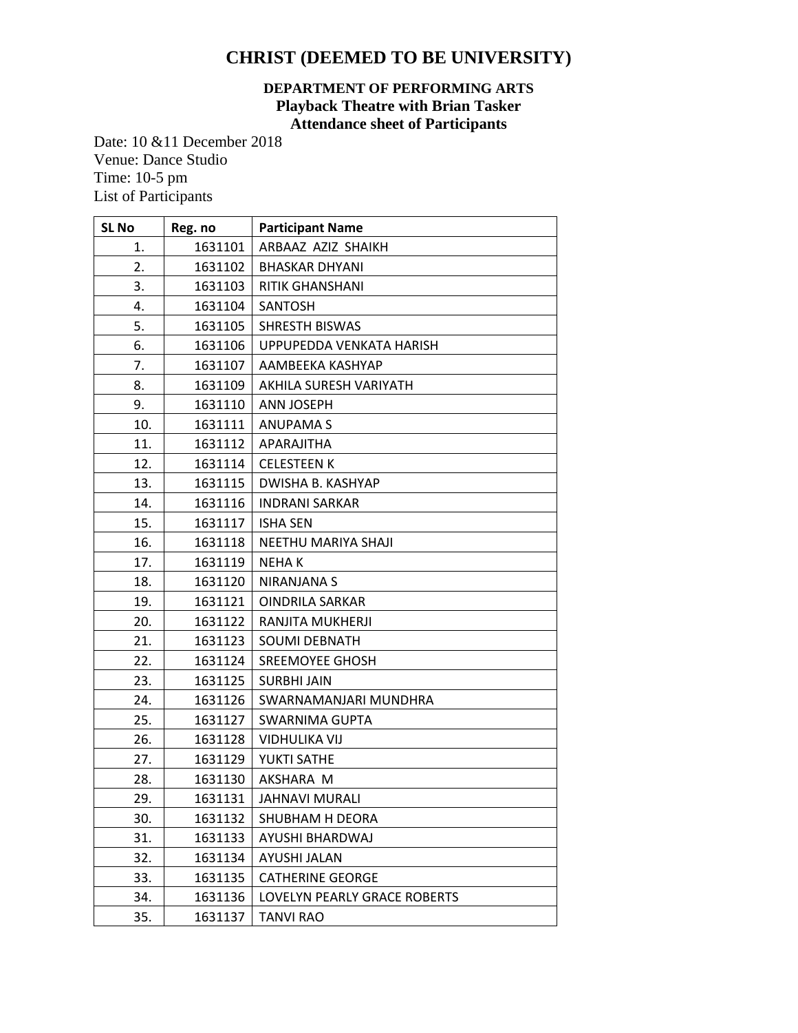# CHRIST (DEEMED TO BE UNIVERSITY)

### DEPARTMENT OF PERFORMING ARTS
### Playback Theatre with Brian Tasker
### Attendance sheet of Participants

Date: 10 &11 December 2018
Venue: Dance Studio
Time: 10-5 pm
List of Participants

| SL No | Reg. no | Participant Name |
|---|---|---|
| 1. | 1631101 | ARBAAZ AZIZ SHAIKH |
| 2. | 1631102 | BHASKAR DHYANI |
| 3. | 1631103 | RITIK GHANSHANI |
| 4. | 1631104 | SANTOSH |
| 5. | 1631105 | SHRESTH BISWAS |
| 6. | 1631106 | UPPUPEDDA VENKATA HARISH |
| 7. | 1631107 | AAMBEEKA KASHYAP |
| 8. | 1631109 | AKHILA SURESH VARIYATH |
| 9. | 1631110 | ANN JOSEPH |
| 10. | 1631111 | ANUPAMA S |
| 11. | 1631112 | APARAJITHA |
| 12. | 1631114 | CELESTEEN K |
| 13. | 1631115 | DWISHA B. KASHYAP |
| 14. | 1631116 | INDRANI SARKAR |
| 15. | 1631117 | ISHA SEN |
| 16. | 1631118 | NEETHU MARIYA SHAJI |
| 17. | 1631119 | NEHA K |
| 18. | 1631120 | NIRANJANA S |
| 19. | 1631121 | OINDRILA SARKAR |
| 20. | 1631122 | RANJITA MUKHERJI |
| 21. | 1631123 | SOUMI DEBNATH |
| 22. | 1631124 | SREEMOYEE GHOSH |
| 23. | 1631125 | SURBHI JAIN |
| 24. | 1631126 | SWARNAMANJARI MUNDHRA |
| 25. | 1631127 | SWARNIMA GUPTA |
| 26. | 1631128 | VIDHULIKA VIJ |
| 27. | 1631129 | YUKTI SATHE |
| 28. | 1631130 | AKSHARA M |
| 29. | 1631131 | JAHNAVI MURALI |
| 30. | 1631132 | SHUBHAM H DEORA |
| 31. | 1631133 | AYUSHI BHARDWAJ |
| 32. | 1631134 | AYUSHI JALAN |
| 33. | 1631135 | CATHERINE GEORGE |
| 34. | 1631136 | LOVELYN PEARLY GRACE ROBERTS |
| 35. | 1631137 | TANVI RAO |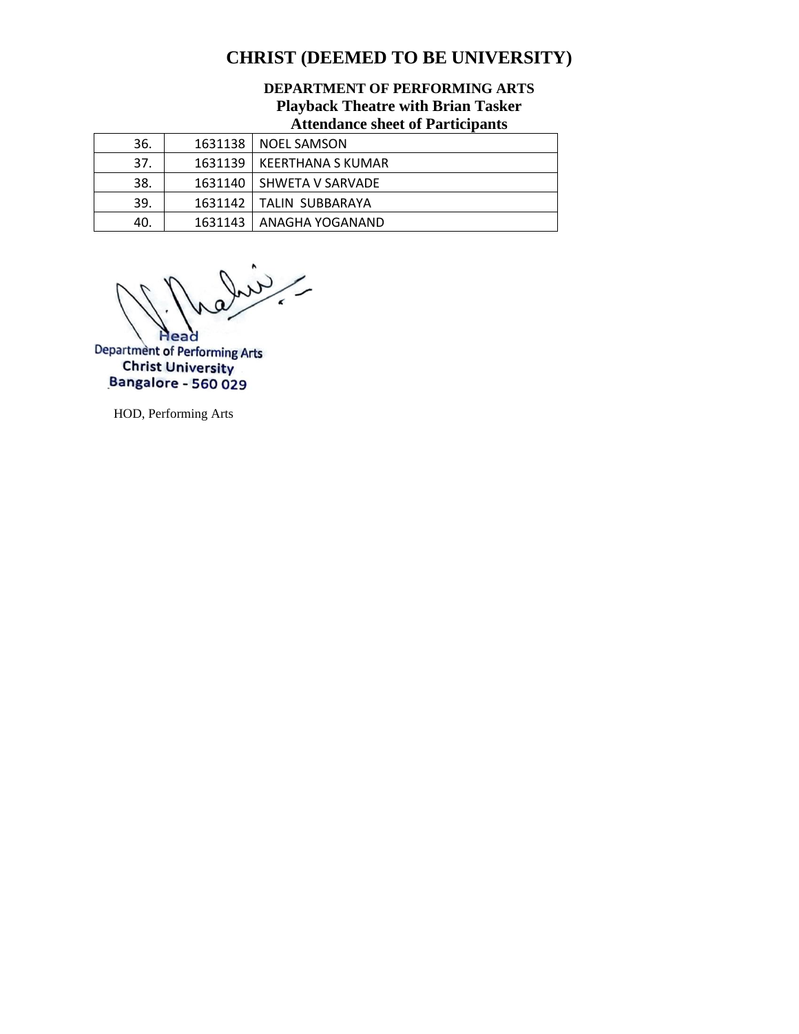# CHRIST (DEEMED TO BE UNIVERSITY)

**DEPARTMENT OF PERFORMING ARTS**
**Playback Theatre with Brian Tasker**
**Attendance sheet of Participants**

| | | |
|---|---|---|
| 36. | 1631138 | NOEL SAMSON |
| 37. | 1631139 | KEERTHANA S KUMAR |
| 38. | 1631140 | SHWETA V SARVADE |
| 39. | 1631142 | TALIN SUBBARAYA |
| 40. | 1631143 | ANAGHA YOGANAND |

Head
Department of Performing Arts
Christ University
Bangalore - 560 029

HOD, Performing Arts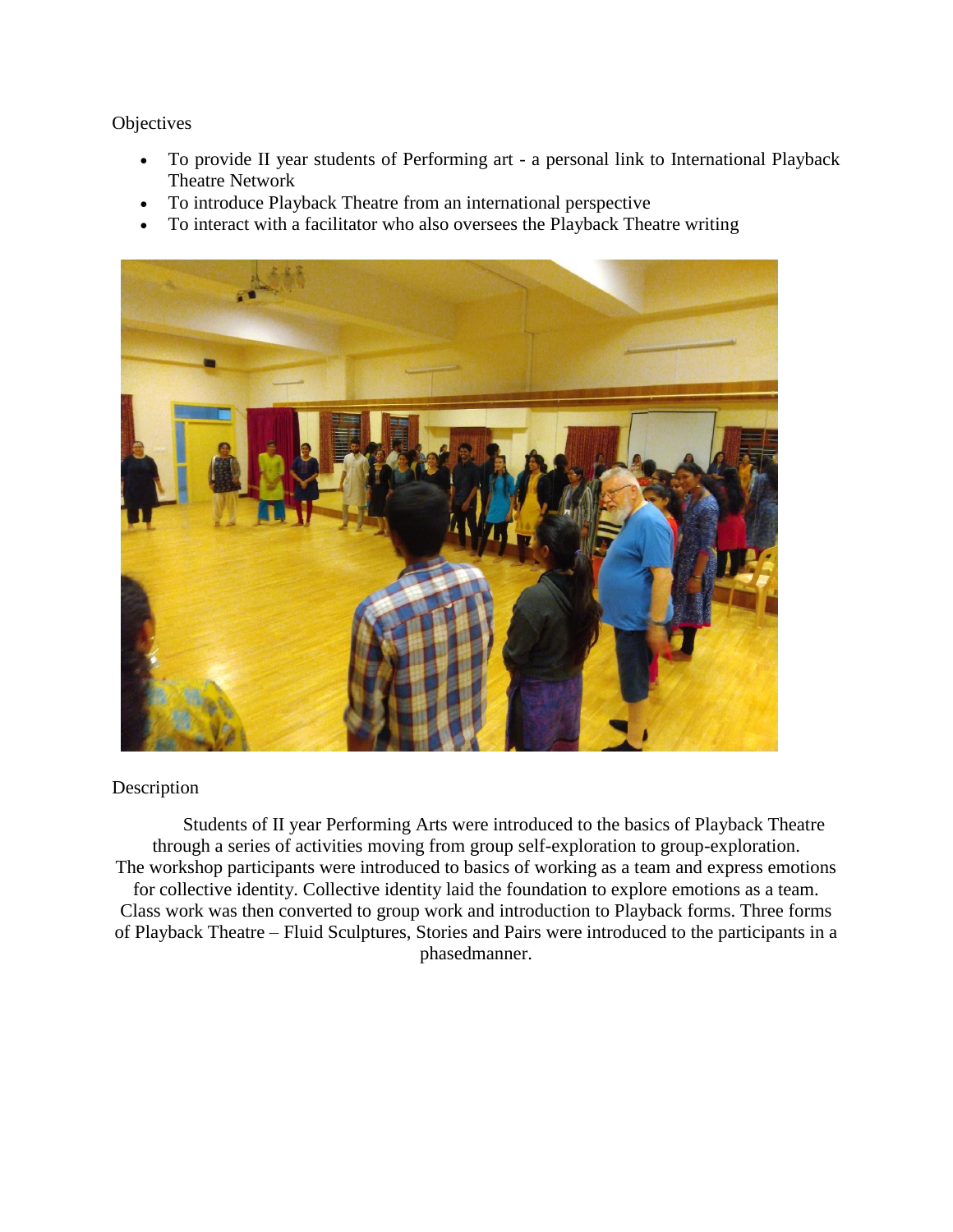## Objectives

- To provide II year students of Performing art - a personal link to International Playback Theatre Network
- To introduce Playback Theatre from an international perspective
- To interact with a facilitator who also oversees the Playback Theatre writing

## Description

Students of II year Performing Arts were introduced to the basics of Playback Theatre through a series of activities moving from group self-exploration to group-exploration. The workshop participants were introduced to basics of working as a team and express emotions for collective identity. Collective identity laid the foundation to explore emotions as a team. Class work was then converted to group work and introduction to Playback forms. Three forms of Playback Theatre – Fluid Sculptures, Stories and Pairs were introduced to the participants in a phasedmanner.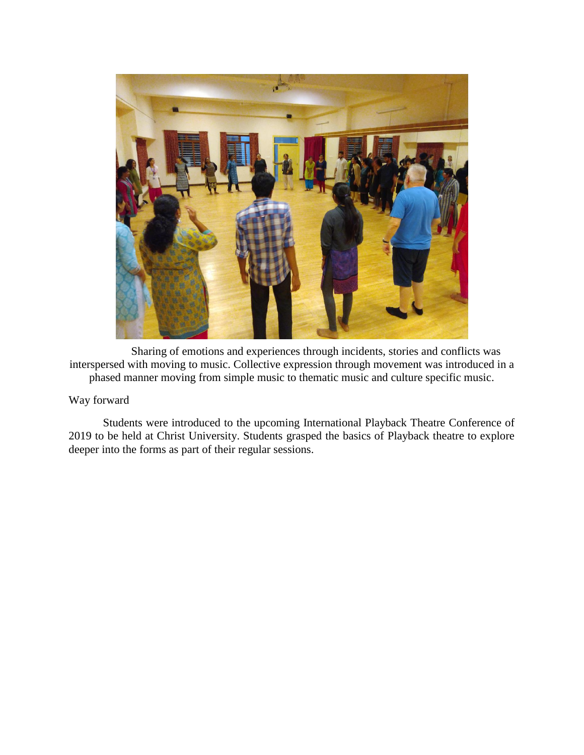Sharing of emotions and experiences through incidents, stories and conflicts was interspersed with moving to music. Collective expression through movement was introduced in a phased manner moving from simple music to thematic music and culture specific music.

Way forward

Students were introduced to the upcoming International Playback Theatre Conference of 2019 to be held at Christ University. Students grasped the basics of Playback theatre to explore deeper into the forms as part of their regular sessions.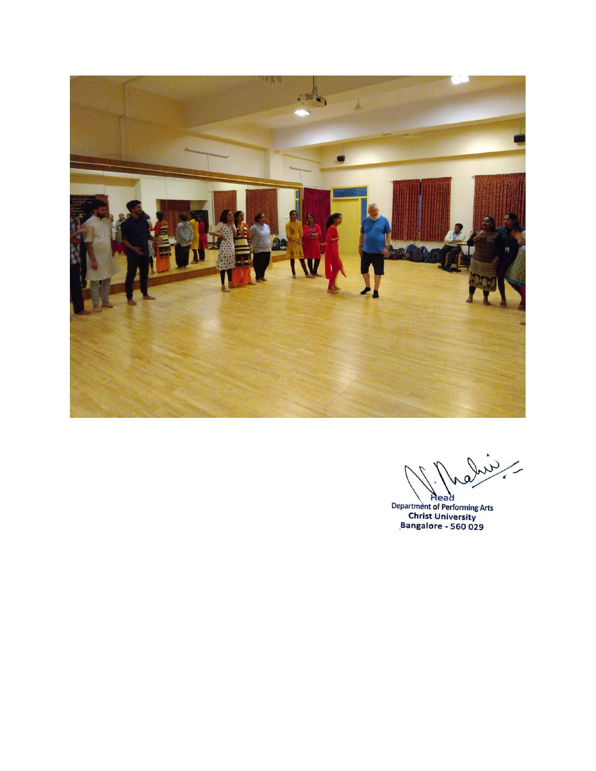Head
Department of Performing Arts
Christ University
Bangalore - 560 029